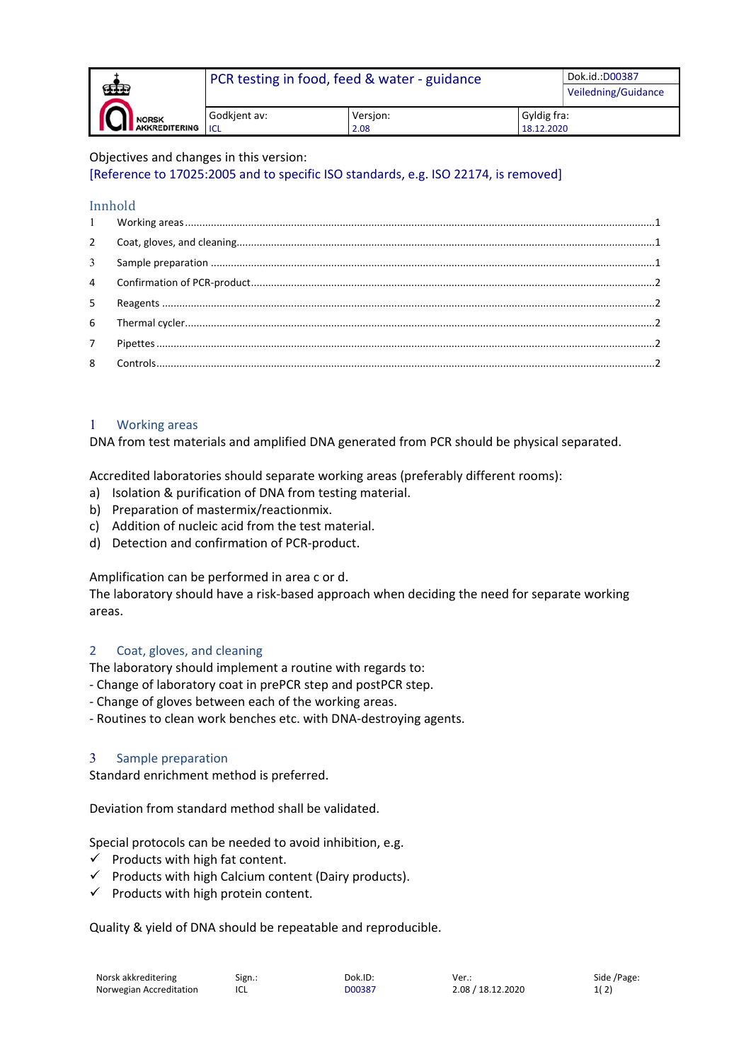| NORSK AKKREDITERING | PCR testing in food, feed & water - guidance | | Dok.id.:D00387 Veiledning/Guidance |
|---|---|---|---|
| | Godkjent av: ICL | Versjon: 2.08 | Gyldig fra: 18.12.2020 |

Objectives and changes in this version:
[Reference to 17025:2005 and to specific ISO standards, e.g. ISO 22174, is removed]

## Innhold

1 Working areas ........................................................ 1
2 Coat, gloves, and cleaning ........................................... 1
3 Sample preparation ................................................... 1
4 Confirmation of PCR-product .......................................... 2
5 Reagents ............................................................. 2
6 Thermal cycler ....................................................... 2
7 Pipettes ............................................................. 2
8 Controls ............................................................. 2

## 1 Working areas

DNA from test materials and amplified DNA generated from PCR should be physical separated.

Accredited laboratories should separate working areas (preferably different rooms):

a) Isolation & purification of DNA from testing material.
b) Preparation of mastermix/reactionmix.
c) Addition of nucleic acid from the test material.
d) Detection and confirmation of PCR-product.

Amplification can be performed in area c or d.
The laboratory should have a risk-based approach when deciding the need for separate working areas.

## 2 Coat, gloves, and cleaning

The laboratory should implement a routine with regards to:
- Change of laboratory coat in prePCR step and postPCR step.
- Change of gloves between each of the working areas.
- Routines to clean work benches etc. with DNA-destroying agents.

## 3 Sample preparation

Standard enrichment method is preferred.

Deviation from standard method shall be validated.

Special protocols can be needed to avoid inhibition, e.g.

- ✓ Products with high fat content.
- ✓ Products with high Calcium content (Dairy products).
- ✓ Products with high protein content.

Quality & yield of DNA should be repeatable and reproducible.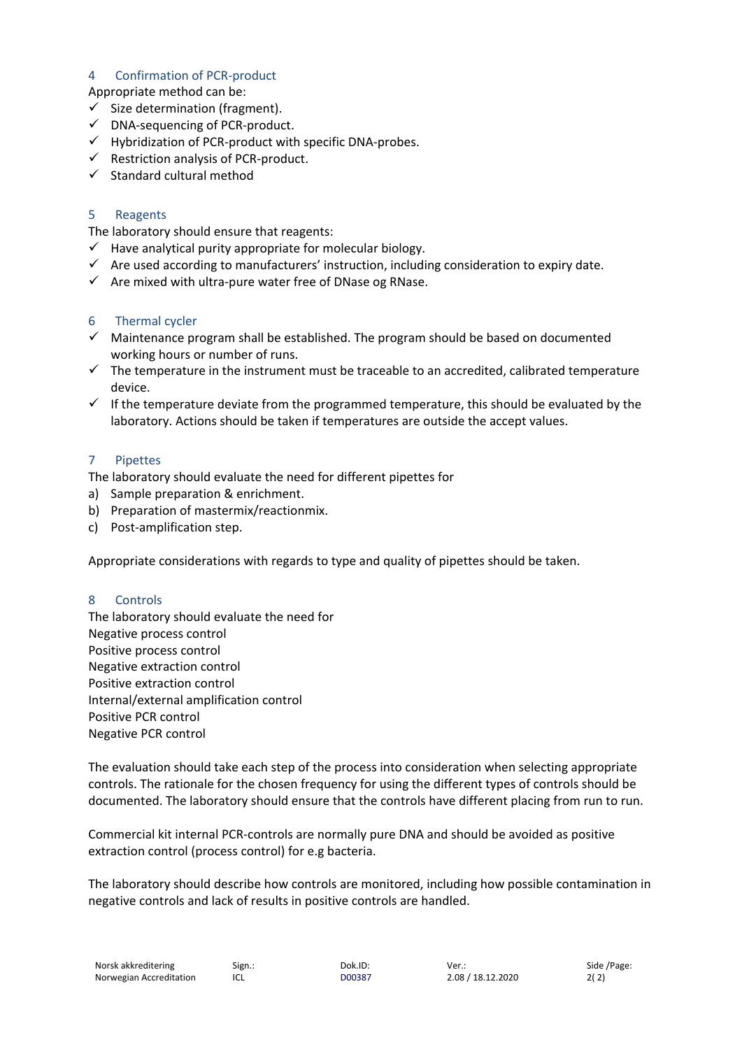## 4 Confirmation of PCR-product

Appropriate method can be:

- ✓ Size determination (fragment).
- ✓ DNA-sequencing of PCR-product.
- ✓ Hybridization of PCR-product with specific DNA-probes.
- ✓ Restriction analysis of PCR-product.
- ✓ Standard cultural method

## 5 Reagents

The laboratory should ensure that reagents:

- ✓ Have analytical purity appropriate for molecular biology.
- ✓ Are used according to manufacturers' instruction, including consideration to expiry date.
- ✓ Are mixed with ultra-pure water free of DNase og RNase.

## 6 Thermal cycler

- ✓ Maintenance program shall be established. The program should be based on documented working hours or number of runs.
- ✓ The temperature in the instrument must be traceable to an accredited, calibrated temperature device.
- ✓ If the temperature deviate from the programmed temperature, this should be evaluated by the laboratory. Actions should be taken if temperatures are outside the accept values.

## 7 Pipettes

The laboratory should evaluate the need for different pipettes for

a) Sample preparation & enrichment.
b) Preparation of mastermix/reactionmix.
c) Post-amplification step.

Appropriate considerations with regards to type and quality of pipettes should be taken.

## 8 Controls

The laboratory should evaluate the need for
Negative process control
Positive process control
Negative extraction control
Positive extraction control
Internal/external amplification control
Positive PCR control
Negative PCR control

The evaluation should take each step of the process into consideration when selecting appropriate controls. The rationale for the chosen frequency for using the different types of controls should be documented. The laboratory should ensure that the controls have different placing from run to run.

Commercial kit internal PCR-controls are normally pure DNA and should be avoided as positive extraction control (process control) for e.g bacteria.

The laboratory should describe how controls are monitored, including how possible contamination in negative controls and lack of results in positive controls are handled.